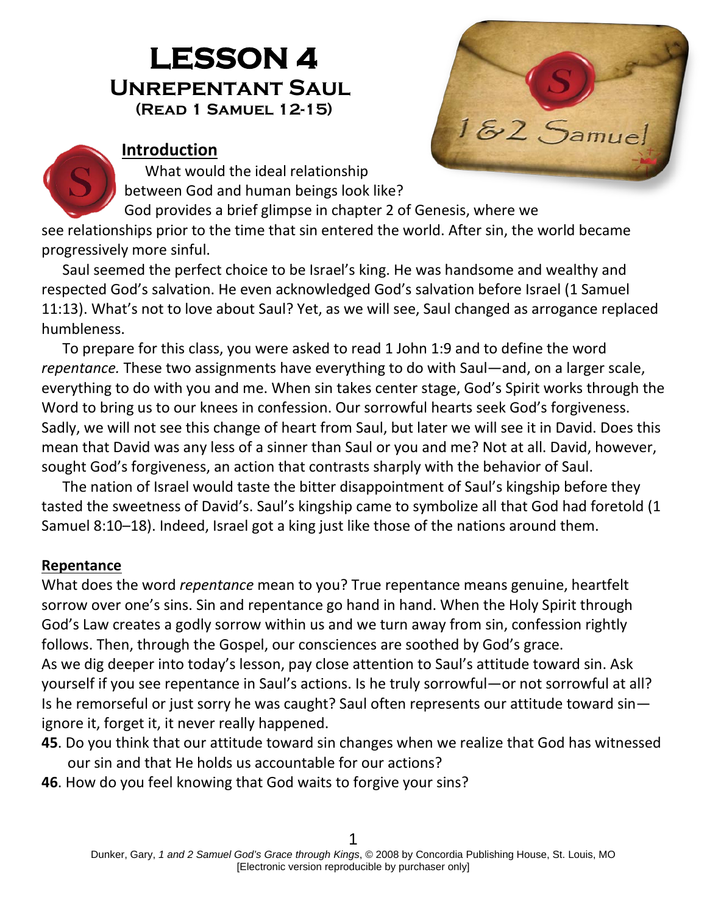# LESSON 4
## Unrepentant Saul
### (Read 1 Samuel 12-15)

### Introduction

What would the ideal relationship between God and human beings look like? God provides a brief glimpse in chapter 2 of Genesis, where we see relationships prior to the time that sin entered the world. After sin, the world became progressively more sinful.

Saul seemed the perfect choice to be Israel's king. He was handsome and wealthy and respected God's salvation. He even acknowledged God's salvation before Israel (1 Samuel 11:13). What's not to love about Saul? Yet, as we will see, Saul changed as arrogance replaced humbleness.

To prepare for this class, you were asked to read 1 John 1:9 and to define the word *repentance.* These two assignments have everything to do with Saul—and, on a larger scale, everything to do with you and me. When sin takes center stage, God's Spirit works through the Word to bring us to our knees in confession. Our sorrowful hearts seek God's forgiveness. Sadly, we will not see this change of heart from Saul, but later we will see it in David. Does this mean that David was any less of a sinner than Saul or you and me? Not at all. David, however, sought God's forgiveness, an action that contrasts sharply with the behavior of Saul.

The nation of Israel would taste the bitter disappointment of Saul's kingship before they tasted the sweetness of David's. Saul's kingship came to symbolize all that God had foretold (1 Samuel 8:10–18). Indeed, Israel got a king just like those of the nations around them.

### Repentance

What does the word *repentance* mean to you? True repentance means genuine, heartfelt sorrow over one's sins. Sin and repentance go hand in hand. When the Holy Spirit through God's Law creates a godly sorrow within us and we turn away from sin, confession rightly follows. Then, through the Gospel, our consciences are soothed by God's grace.

As we dig deeper into today's lesson, pay close attention to Saul's attitude toward sin. Ask yourself if you see repentance in Saul's actions. Is he truly sorrowful—or not sorrowful at all? Is he remorseful or just sorry he was caught? Saul often represents our attitude toward sin—ignore it, forget it, it never really happened.

**45**. Do you think that our attitude toward sin changes when we realize that God has witnessed our sin and that He holds us accountable for our actions?

**46**. How do you feel knowing that God waits to forgive your sins?

Dunker, Gary, *1 and 2 Samuel God's Grace through Kings*, © 2008 by Concordia Publishing House, St. Louis, MO
[Electronic version reproducible by purchaser only]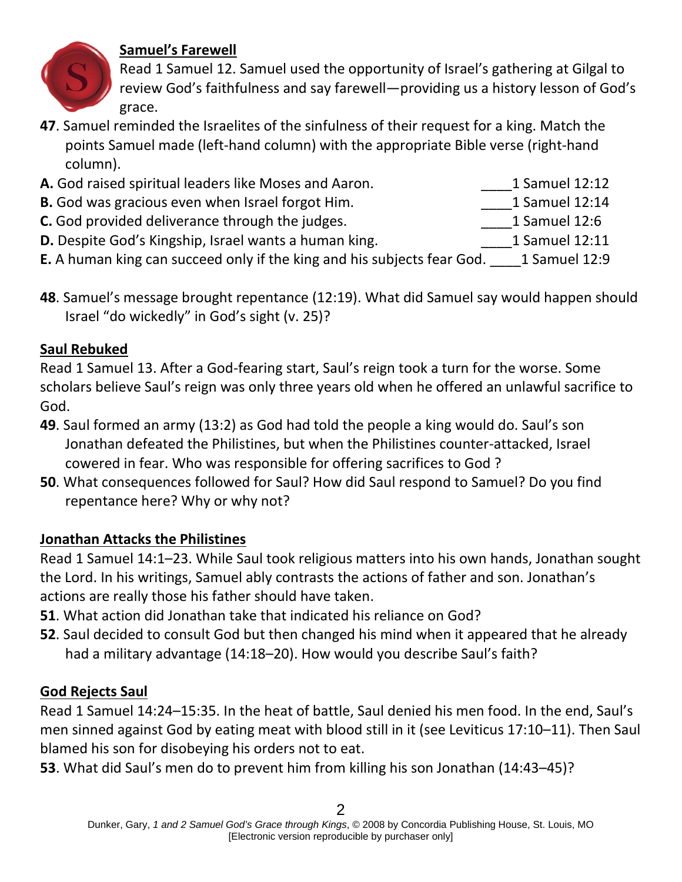## Samuel's Farewell

Read 1 Samuel 12. Samuel used the opportunity of Israel's gathering at Gilgal to review God's faithfulness and say farewell—providing us a history lesson of God's grace.

**47**. Samuel reminded the Israelites of the sinfulness of their request for a king. Match the points Samuel made (left-hand column) with the appropriate Bible verse (right-hand column).

**A.** God raised spiritual leaders like Moses and Aaron. ____1 Samuel 12:12

**B.** God was gracious even when Israel forgot Him. ____1 Samuel 12:14

**C.** God provided deliverance through the judges. ____1 Samuel 12:6

**D.** Despite God's Kingship, Israel wants a human king. ____1 Samuel 12:11

**E.** A human king can succeed only if the king and his subjects fear God. ____1 Samuel 12:9

**48**. Samuel's message brought repentance (12:19). What did Samuel say would happen should Israel "do wickedly" in God's sight (v. 25)?

## Saul Rebuked

Read 1 Samuel 13. After a God-fearing start, Saul's reign took a turn for the worse. Some scholars believe Saul's reign was only three years old when he offered an unlawful sacrifice to God.

**49**. Saul formed an army (13:2) as God had told the people a king would do. Saul's son Jonathan defeated the Philistines, but when the Philistines counter-attacked, Israel cowered in fear. Who was responsible for offering sacrifices to God ?

**50**. What consequences followed for Saul? How did Saul respond to Samuel? Do you find repentance here? Why or why not?

## Jonathan Attacks the Philistines

Read 1 Samuel 14:1–23. While Saul took religious matters into his own hands, Jonathan sought the Lord. In his writings, Samuel ably contrasts the actions of father and son. Jonathan's actions are really those his father should have taken.

**51**. What action did Jonathan take that indicated his reliance on God?

**52**. Saul decided to consult God but then changed his mind when it appeared that he already had a military advantage (14:18–20). How would you describe Saul's faith?

## God Rejects Saul

Read 1 Samuel 14:24–15:35. In the heat of battle, Saul denied his men food. In the end, Saul's men sinned against God by eating meat with blood still in it (see Leviticus 17:10–11). Then Saul blamed his son for disobeying his orders not to eat.

**53**. What did Saul's men do to prevent him from killing his son Jonathan (14:43–45)?

Dunker, Gary, *1 and 2 Samuel God's Grace through Kings*, © 2008 by Concordia Publishing House, St. Louis, MO
[Electronic version reproducible by purchaser only]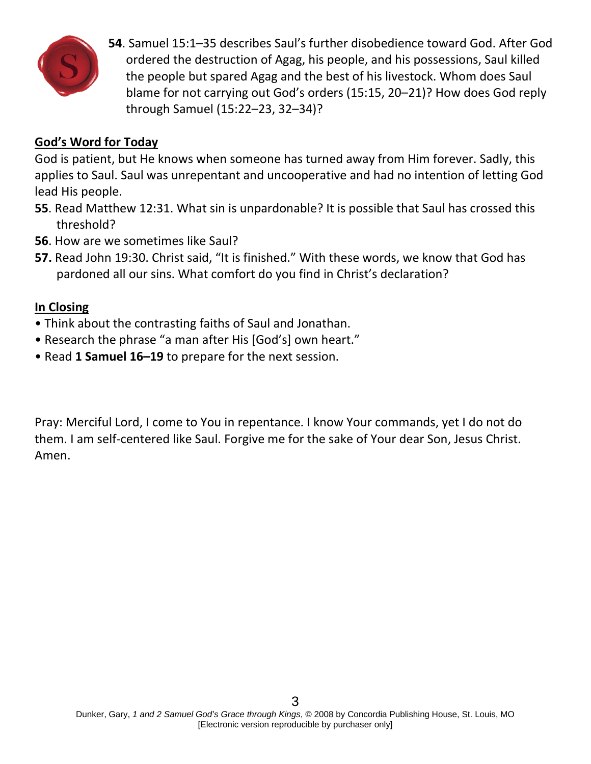**54**. Samuel 15:1–35 describes Saul's further disobedience toward God. After God ordered the destruction of Agag, his people, and his possessions, Saul killed the people but spared Agag and the best of his livestock. Whom does Saul blame for not carrying out God's orders (15:15, 20–21)? How does God reply through Samuel (15:22–23, 32–34)?

**God's Word for Today**

God is patient, but He knows when someone has turned away from Him forever. Sadly, this applies to Saul. Saul was unrepentant and uncooperative and had no intention of letting God lead His people.

**55**. Read Matthew 12:31. What sin is unpardonable? It is possible that Saul has crossed this threshold?

**56**. How are we sometimes like Saul?

**57.** Read John 19:30. Christ said, "It is finished." With these words, we know that God has pardoned all our sins. What comfort do you find in Christ's declaration?

**In Closing**

- Think about the contrasting faiths of Saul and Jonathan.
- Research the phrase "a man after His [God's] own heart."
- Read **1 Samuel 16–19** to prepare for the next session.

Pray: Merciful Lord, I come to You in repentance. I know Your commands, yet I do not do them. I am self-centered like Saul. Forgive me for the sake of Your dear Son, Jesus Christ. Amen.

Dunker, Gary, *1 and 2 Samuel God's Grace through Kings*, © 2008 by Concordia Publishing House, St. Louis, MO [Electronic version reproducible by purchaser only]